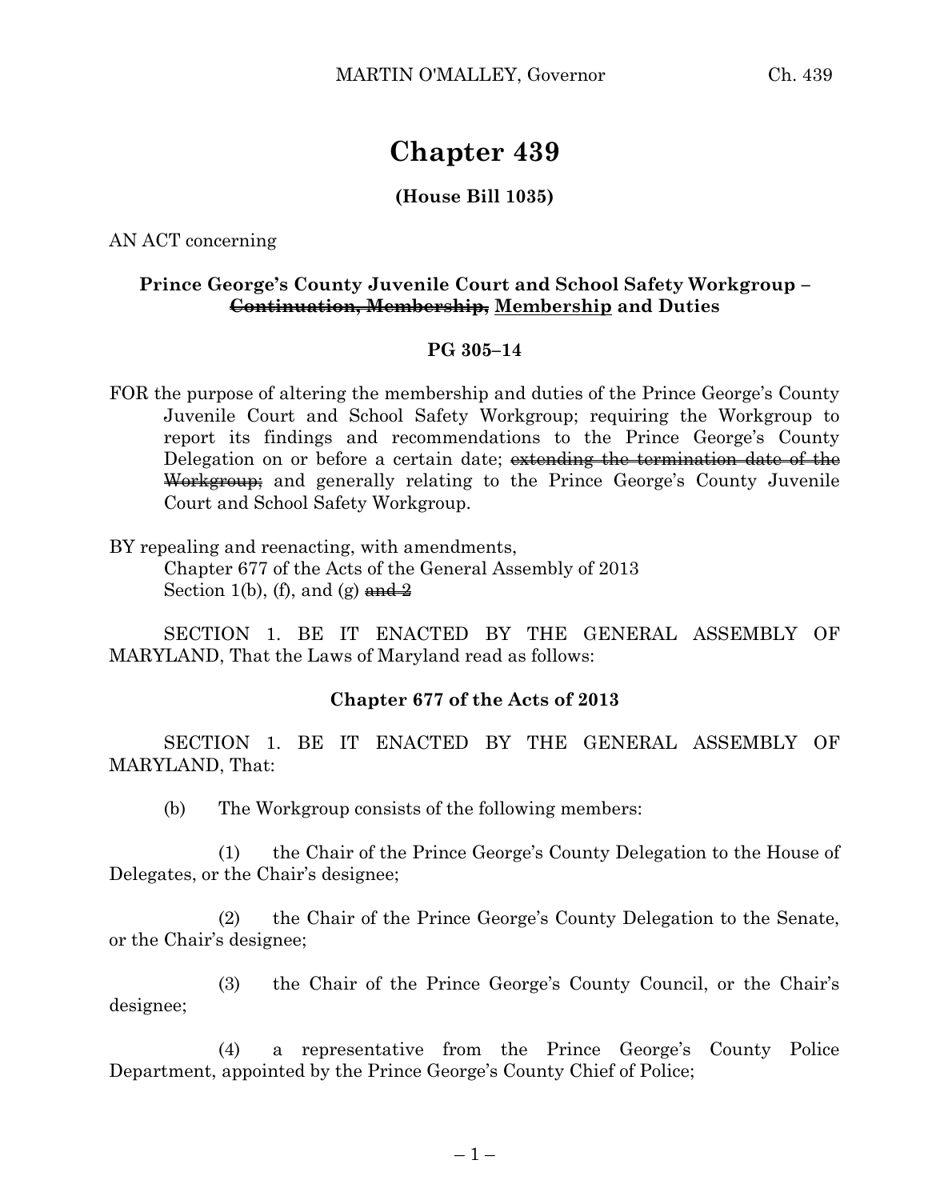# Chapter 439

**(House Bill 1035)**

AN ACT concerning

**Prince George's County Juvenile Court and School Safety Workgroup – ~~Continuation, Membership,~~ Membership and Duties**

**PG 305–14**

FOR the purpose of altering the membership and duties of the Prince George's County Juvenile Court and School Safety Workgroup; requiring the Workgroup to report its findings and recommendations to the Prince George's County Delegation on or before a certain date; ~~extending the termination date of the Workgroup;~~ and generally relating to the Prince George's County Juvenile Court and School Safety Workgroup.

BY repealing and reenacting, with amendments,
Chapter 677 of the Acts of the General Assembly of 2013
Section 1(b), (f), and (g) ~~and 2~~

SECTION 1. BE IT ENACTED BY THE GENERAL ASSEMBLY OF MARYLAND, That the Laws of Maryland read as follows:

**Chapter 677 of the Acts of 2013**

SECTION 1. BE IT ENACTED BY THE GENERAL ASSEMBLY OF MARYLAND, That:

(b) The Workgroup consists of the following members:

(1) the Chair of the Prince George's County Delegation to the House of Delegates, or the Chair's designee;

(2) the Chair of the Prince George's County Delegation to the Senate, or the Chair's designee;

(3) the Chair of the Prince George's County Council, or the Chair's designee;

(4) a representative from the Prince George's County Police Department, appointed by the Prince George's County Chief of Police;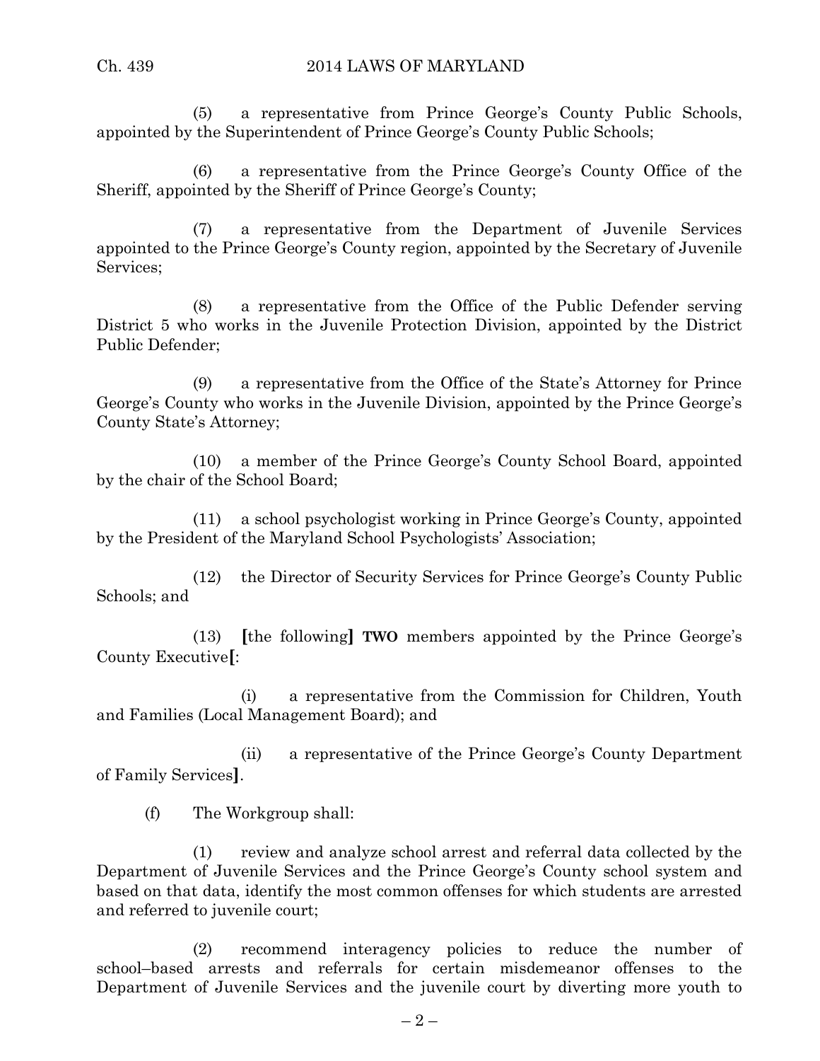(5) a representative from Prince George's County Public Schools, appointed by the Superintendent of Prince George's County Public Schools;

(6) a representative from the Prince George's County Office of the Sheriff, appointed by the Sheriff of Prince George's County;

(7) a representative from the Department of Juvenile Services appointed to the Prince George's County region, appointed by the Secretary of Juvenile Services;

(8) a representative from the Office of the Public Defender serving District 5 who works in the Juvenile Protection Division, appointed by the District Public Defender;

(9) a representative from the Office of the State's Attorney for Prince George's County who works in the Juvenile Division, appointed by the Prince George's County State's Attorney;

(10) a member of the Prince George's County School Board, appointed by the chair of the School Board;

(11) a school psychologist working in Prince George's County, appointed by the President of the Maryland School Psychologists' Association;

(12) the Director of Security Services for Prince George's County Public Schools; and

(13) **[**the following**]** **TWO** members appointed by the Prince George's County Executive**[**:

(i) a representative from the Commission for Children, Youth and Families (Local Management Board); and

(ii) a representative of the Prince George's County Department of Family Services**]**.

(f) The Workgroup shall:

(1) review and analyze school arrest and referral data collected by the Department of Juvenile Services and the Prince George's County school system and based on that data, identify the most common offenses for which students are arrested and referred to juvenile court;

(2) recommend interagency policies to reduce the number of school–based arrests and referrals for certain misdemeanor offenses to the Department of Juvenile Services and the juvenile court by diverting more youth to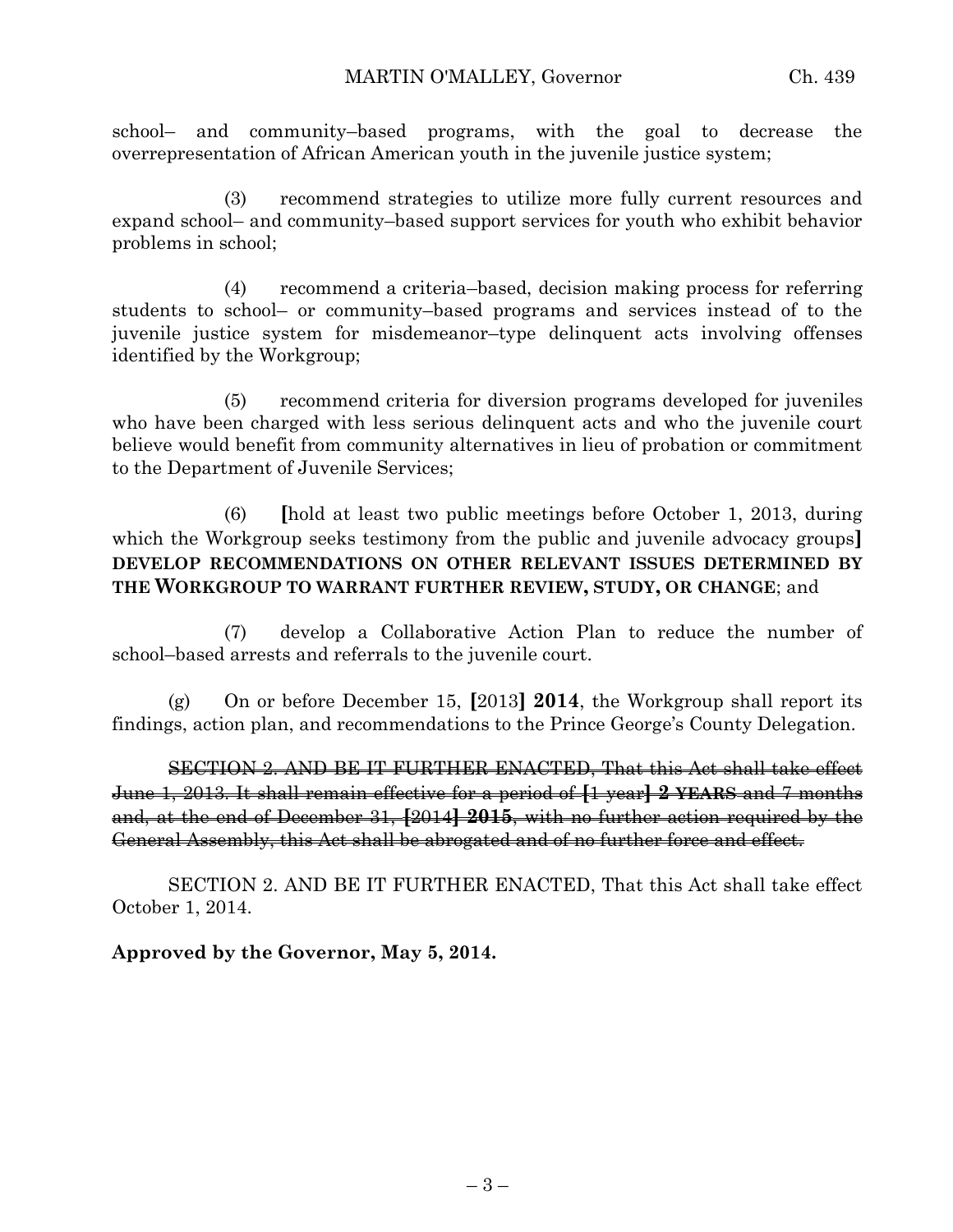school– and community–based programs, with the goal to decrease the overrepresentation of African American youth in the juvenile justice system;

(3) recommend strategies to utilize more fully current resources and expand school– and community–based support services for youth who exhibit behavior problems in school;

(4) recommend a criteria–based, decision making process for referring students to school– or community–based programs and services instead of to the juvenile justice system for misdemeanor–type delinquent acts involving offenses identified by the Workgroup;

(5) recommend criteria for diversion programs developed for juveniles who have been charged with less serious delinquent acts and who the juvenile court believe would benefit from community alternatives in lieu of probation or commitment to the Department of Juvenile Services;

(6) **[**hold at least two public meetings before October 1, 2013, during which the Workgroup seeks testimony from the public and juvenile advocacy groups**]** **DEVELOP RECOMMENDATIONS ON OTHER RELEVANT ISSUES DETERMINED BY THE WORKGROUP TO WARRANT FURTHER REVIEW, STUDY, OR CHANGE**; and

(7) develop a Collaborative Action Plan to reduce the number of school–based arrests and referrals to the juvenile court.

(g) On or before December 15, **[**2013**]** **2014**, the Workgroup shall report its findings, action plan, and recommendations to the Prince George's County Delegation.

~~SECTION 2. AND BE IT FURTHER ENACTED, That this Act shall take effect June 1, 2013. It shall remain effective for a period of **[**1 year**]** **2 YEARS** and 7 months and, at the end of December 31, **[**2014**]** **2015**, with no further action required by the General Assembly, this Act shall be abrogated and of no further force and effect.~~

SECTION 2. AND BE IT FURTHER ENACTED, That this Act shall take effect October 1, 2014.

**Approved by the Governor, May 5, 2014.**